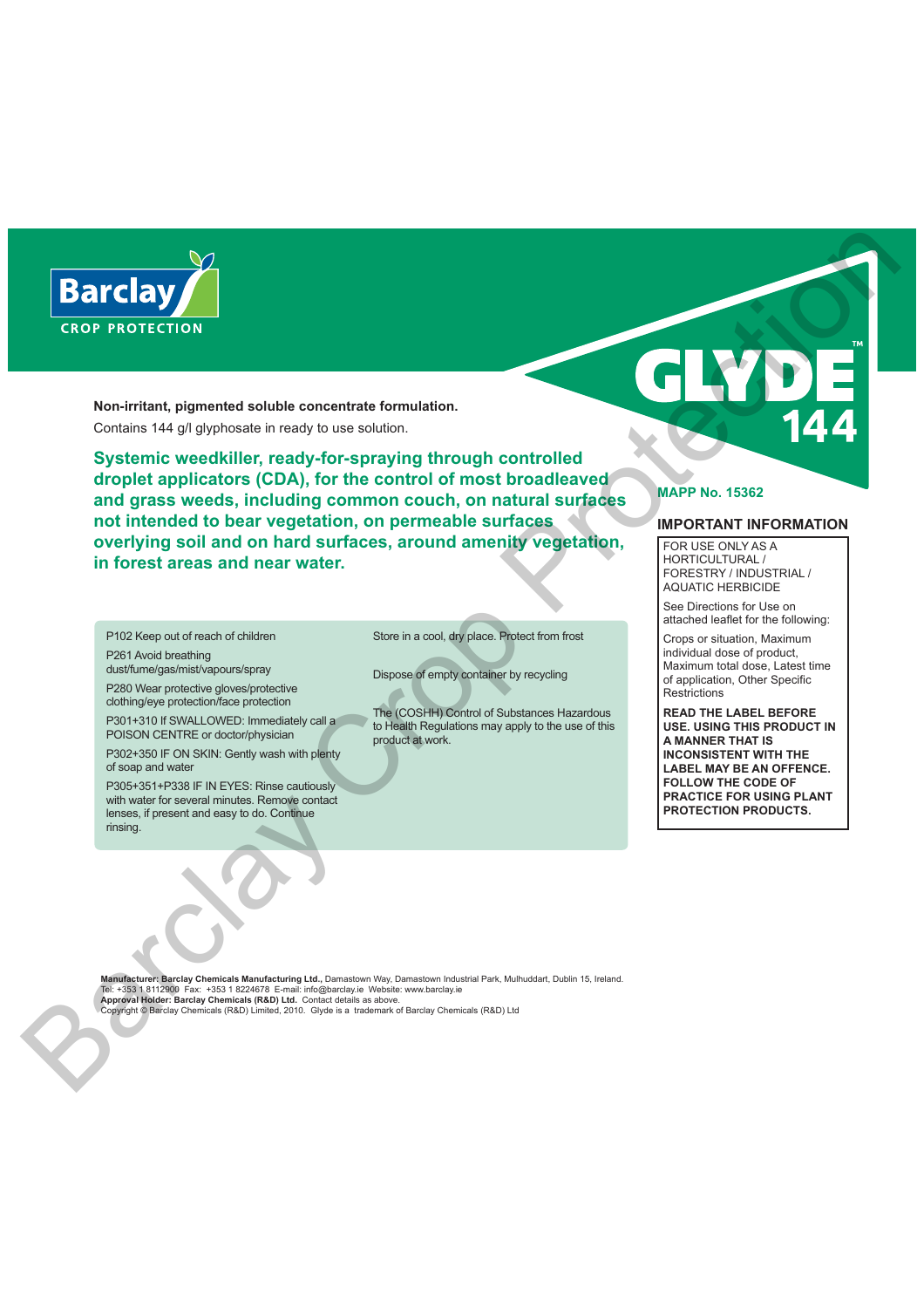Barclay

CROP PROTECTION

# GLYDE™ 144

**Non-irritant, pigmented soluble concentrate formulation.**

Contains 144 g/l glyphosate in ready to use solution.

## Systemic weedkiller, ready-for-spraying through controlled droplet applicators (CDA), for the control of most broadleaved and grass weeds, including common couch, on natural surfaces not intended to bear vegetation, on permeable surfaces overlying soil and on hard surfaces, around amenity vegetation, in forest areas and near water.

**MAPP No. 15362**

### IMPORTANT INFORMATION

FOR USE ONLY AS A HORTICULTURAL / FORESTRY / INDUSTRIAL / AQUATIC HERBICIDE

See Directions for Use on attached leaflet for the following:

Crops or situation, Maximum individual dose of product, Maximum total dose, Latest time of application, Other Specific Restrictions

**READ THE LABEL BEFORE USE. USING THIS PRODUCT IN A MANNER THAT IS INCONSISTENT WITH THE LABEL MAY BE AN OFFENCE. FOLLOW THE CODE OF PRACTICE FOR USING PLANT PROTECTION PRODUCTS.**

P102 Keep out of reach of children

P261 Avoid breathing dust/fume/gas/mist/vapours/spray

P280 Wear protective gloves/protective clothing/eye protection/face protection

P301+310 If SWALLOWED: Immediately call a POISON CENTRE or doctor/physician

P302+350 IF ON SKIN: Gently wash with plenty of soap and water

P305+351+P338 IF IN EYES: Rinse cautiously with water for several minutes. Remove contact lenses, if present and easy to do. Continue rinsing.

Store in a cool, dry place. Protect from frost

Dispose of empty container by recycling

The (COSHH) Control of Substances Hazardous to Health Regulations may apply to the use of this product at work.

**Manufacturer: Barclay Chemicals Manufacturing Ltd.,** Damastown Way, Damastown Industrial Park, Mulhuddart, Dublin 15, Ireland.
Tel: +353 1 8112900 Fax: +353 1 8224678 E-mail: info@barclay.ie Website: www.barclay.ie
**Approval Holder: Barclay Chemicals (R&D) Ltd.** Contact details as above.
Copyright © Barclay Chemicals (R&D) Limited, 2010. Glyde is a trademark of Barclay Chemicals (R&D) Ltd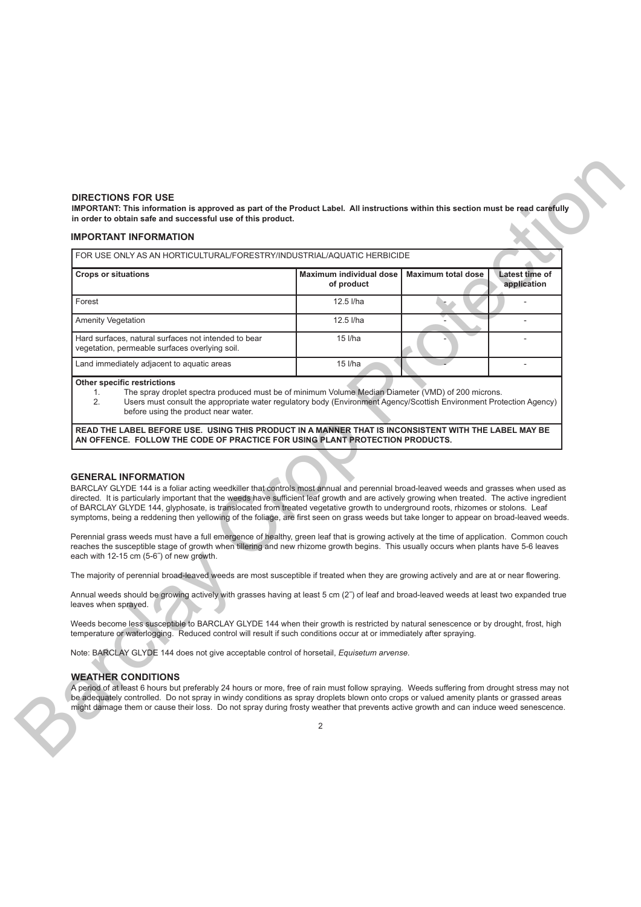## DIRECTIONS FOR USE

**IMPORTANT: This information is approved as part of the Product Label. All instructions within this section must be read carefully in order to obtain safe and successful use of this product.**

## IMPORTANT INFORMATION

| FOR USE ONLY AS AN HORTICULTURAL/FORESTRY/INDUSTRIAL/AQUATIC HERBICIDE | | | |
|---|---|---|---|
| **Crops or situations** | **Maximum individual dose of product** | **Maximum total dose** | **Latest time of application** |
| Forest | 12.5 l/ha | - | - |
| Amenity Vegetation | 12.5 l/ha | - | - |
| Hard surfaces, natural surfaces not intended to bear vegetation, permeable surfaces overlying soil. | 15 l/ha | - | - |
| Land immediately adjacent to aquatic areas | 15 l/ha | - | - |

**Other specific restrictions**

1. The spray droplet spectra produced must be of minimum Volume Median Diameter (VMD) of 200 microns.
2. Users must consult the appropriate water regulatory body (Environment Agency/Scottish Environment Protection Agency) before using the product near water.

**READ THE LABEL BEFORE USE. USING THIS PRODUCT IN A MANNER THAT IS INCONSISTENT WITH THE LABEL MAY BE AN OFFENCE. FOLLOW THE CODE OF PRACTICE FOR USING PLANT PROTECTION PRODUCTS.**

## GENERAL INFORMATION

BARCLAY GLYDE 144 is a foliar acting weedkiller that controls most annual and perennial broad-leaved weeds and grasses when used as directed. It is particularly important that the weeds have sufficient leaf growth and are actively growing when treated. The active ingredient of BARCLAY GLYDE 144, glyphosate, is translocated from treated vegetative growth to underground roots, rhizomes or stolons. Leaf symptoms, being a reddening then yellowing of the foliage, are first seen on grass weeds but take longer to appear on broad-leaved weeds.

Perennial grass weeds must have a full emergence of healthy, green leaf that is growing actively at the time of application. Common couch reaches the susceptible stage of growth when tillering and new rhizome growth begins. This usually occurs when plants have 5-6 leaves each with 12-15 cm (5-6˝) of new growth.

The majority of perennial broad-leaved weeds are most susceptible if treated when they are growing actively and are at or near flowering.

Annual weeds should be growing actively with grasses having at least 5 cm (2˝) of leaf and broad-leaved weeds at least two expanded true leaves when sprayed.

Weeds become less susceptible to BARCLAY GLYDE 144 when their growth is restricted by natural senescence or by drought, frost, high temperature or waterlogging. Reduced control will result if such conditions occur at or immediately after spraying.

Note: BARCLAY GLYDE 144 does not give acceptable control of horsetail, *Equisetum arvense*.

## WEATHER CONDITIONS

A period of at least 6 hours but preferably 24 hours or more, free of rain must follow spraying. Weeds suffering from drought stress may not be adequately controlled. Do not spray in windy conditions as spray droplets blown onto crops or valued amenity plants or grassed areas might damage them or cause their loss. Do not spray during frosty weather that prevents active growth and can induce weed senescence.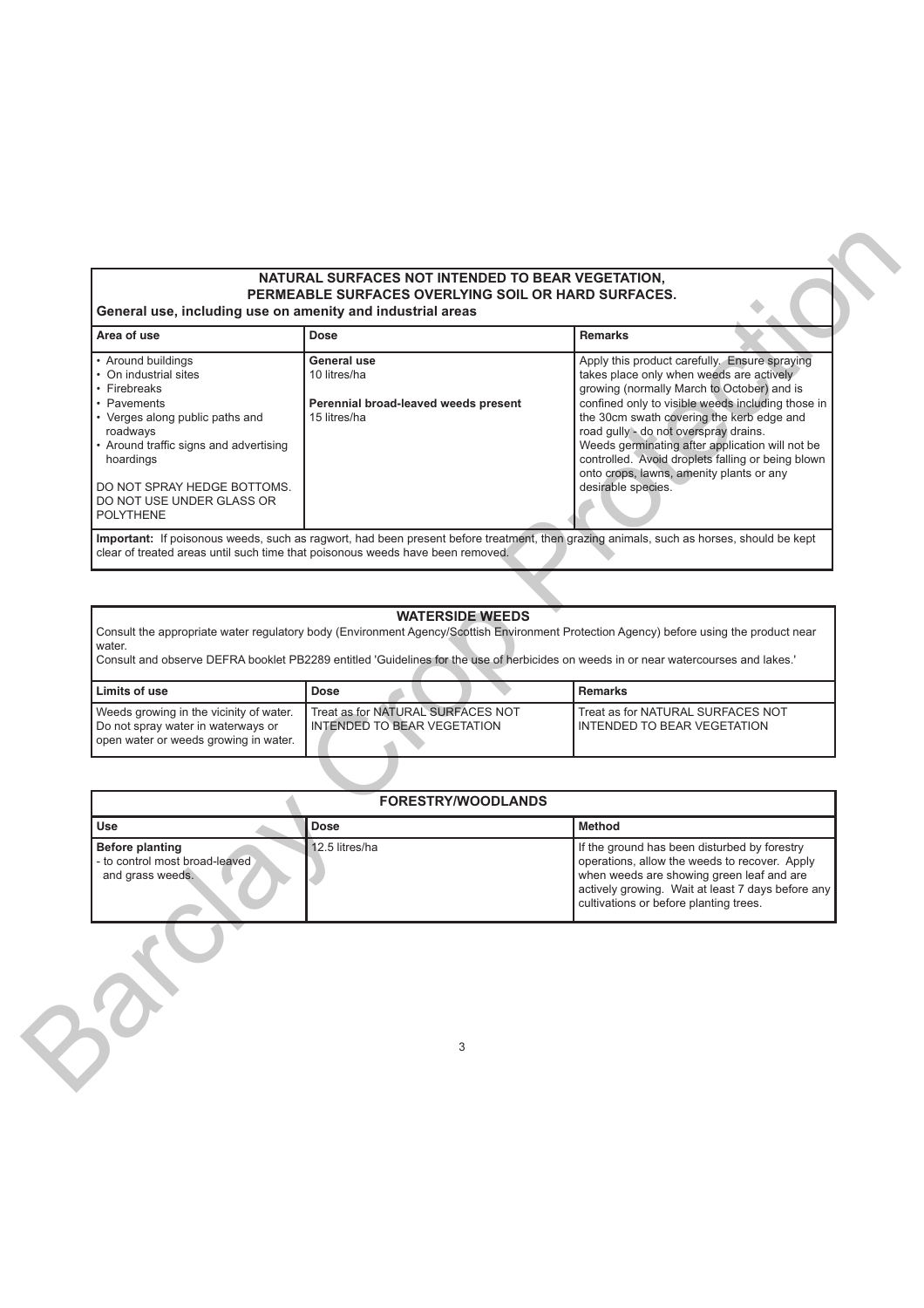## NATURAL SURFACES NOT INTENDED TO BEAR VEGETATION, PERMEABLE SURFACES OVERLYING SOIL OR HARD SURFACES.

**General use, including use on amenity and industrial areas**

| Area of use | Dose | Remarks |
| --- | --- | --- |
| • Around buildings<br>• On industrial sites<br>• Firebreaks<br>• Pavements<br>• Verges along public paths and roadways<br>• Around traffic signs and advertising hoardings<br><br>DO NOT SPRAY HEDGE BOTTOMS.<br>DO NOT USE UNDER GLASS OR POLYTHENE | **General use**<br>10 litres/ha<br><br>**Perennial broad-leaved weeds present**<br>15 litres/ha | Apply this product carefully. Ensure spraying takes place only when weeds are actively growing (normally March to October) and is confined only to visible weeds including those in the 30cm swath covering the kerb edge and road gully - do not overspray drains.<br>Weeds germinating after application will not be controlled. Avoid droplets falling or being blown onto crops, lawns, amenity plants or any desirable species. |

**Important:** If poisonous weeds, such as ragwort, had been present before treatment, then grazing animals, such as horses, should be kept clear of treated areas until such time that poisonous weeds have been removed.

## WATERSIDE WEEDS

Consult the appropriate water regulatory body (Environment Agency/Scottish Environment Protection Agency) before using the product near water.

Consult and observe DEFRA booklet PB2289 entitled 'Guidelines for the use of herbicides on weeds in or near watercourses and lakes.'

| Limits of use | Dose | Remarks |
| --- | --- | --- |
| Weeds growing in the vicinity of water. Do not spray water in waterways or open water or weeds growing in water. | Treat as for NATURAL SURFACES NOT INTENDED TO BEAR VEGETATION | Treat as for NATURAL SURFACES NOT INTENDED TO BEAR VEGETATION |

## FORESTRY/WOODLANDS

| Use | Dose | Method |
| --- | --- | --- |
| **Before planting**<br>- to control most broad-leaved and grass weeds. | 12.5 litres/ha | If the ground has been disturbed by forestry operations, allow the weeds to recover. Apply when weeds are showing green leaf and are actively growing. Wait at least 7 days before any cultivations or before planting trees. |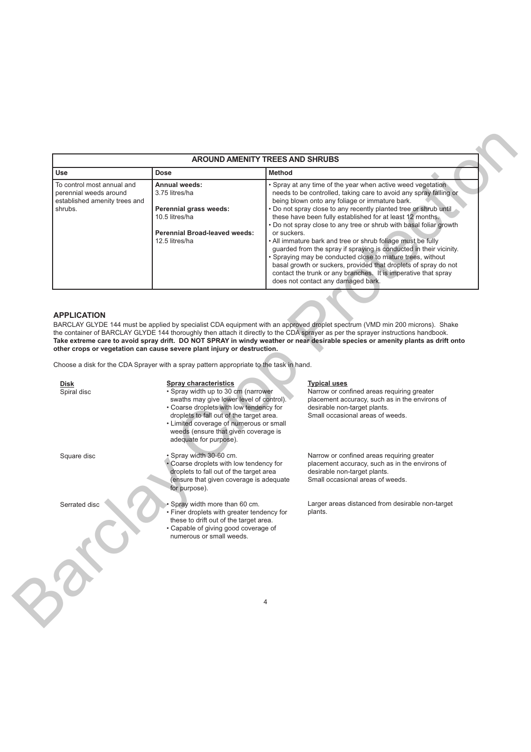| AROUND AMENITY TREES AND SHRUBS | | |
|---|---|---|
| **Use** | **Dose** | **Method** |
| To control most annual and perennial weeds around established amenity trees and shrubs. | **Annual weeds:**<br>3.75 litres/ha<br><br>**Perennial grass weeds:**<br>10.5 litres/ha<br><br>**Perennial Broad-leaved weeds:**<br>12.5 litres/ha | • Spray at any time of the year when active weed vegetation needs to be controlled, taking care to avoid any spray falling or being blown onto any foliage or immature bark.<br>• Do not spray close to any recently planted tree or shrub until these have been fully established for at least 12 months.<br>• Do not spray close to any tree or shrub with basal foliar growth or suckers.<br>• All immature bark and tree or shrub foliage must be fully guarded from the spray if spraying is conducted in their vicinity.<br>• Spraying may be conducted close to mature trees, without basal growth or suckers, provided that droplets of spray do not contact the trunk or any branches. It is imperative that spray does not contact any damaged bark. |

## APPLICATION

BARCLAY GLYDE 144 must be applied by specialist CDA equipment with an approved droplet spectrum (VMD min 200 microns). Shake the container of BARCLAY GLYDE 144 thoroughly then attach it directly to the CDA sprayer as per the sprayer instructions handbook. **Take extreme care to avoid spray drift. DO NOT SPRAY in windy weather or near desirable species or amenity plants as drift onto other crops or vegetation can cause severe plant injury or destruction.**

Choose a disk for the CDA Sprayer with a spray pattern appropriate to the task in hand.

| Disk | Spray characteristics | Typical uses |
|---|---|---|
| Spiral disc | • Spray width up to 30 cm (narrower swaths may give lower level of control).<br>• Coarse droplets with low tendency for droplets to fall out of the target area.<br>• Limited coverage of numerous or small weeds (ensure that given coverage is adequate for purpose). | Narrow or confined areas requiring greater placement accuracy, such as in the environs of desirable non-target plants.<br>Small occasional areas of weeds. |
| Square disc | • Spray width 30-60 cm.<br>• Coarse droplets with low tendency for droplets to fall out of the target area (ensure that given coverage is adequate for purpose). | Narrow or confined areas requiring greater placement accuracy, such as in the environs of desirable non-target plants.<br>Small occasional areas of weeds. |
| Serrated disc | • Spray width more than 60 cm.<br>• Finer droplets with greater tendency for these to drift out of the target area.<br>• Capable of giving good coverage of numerous or small weeds. | Larger areas distanced from desirable non-target plants. |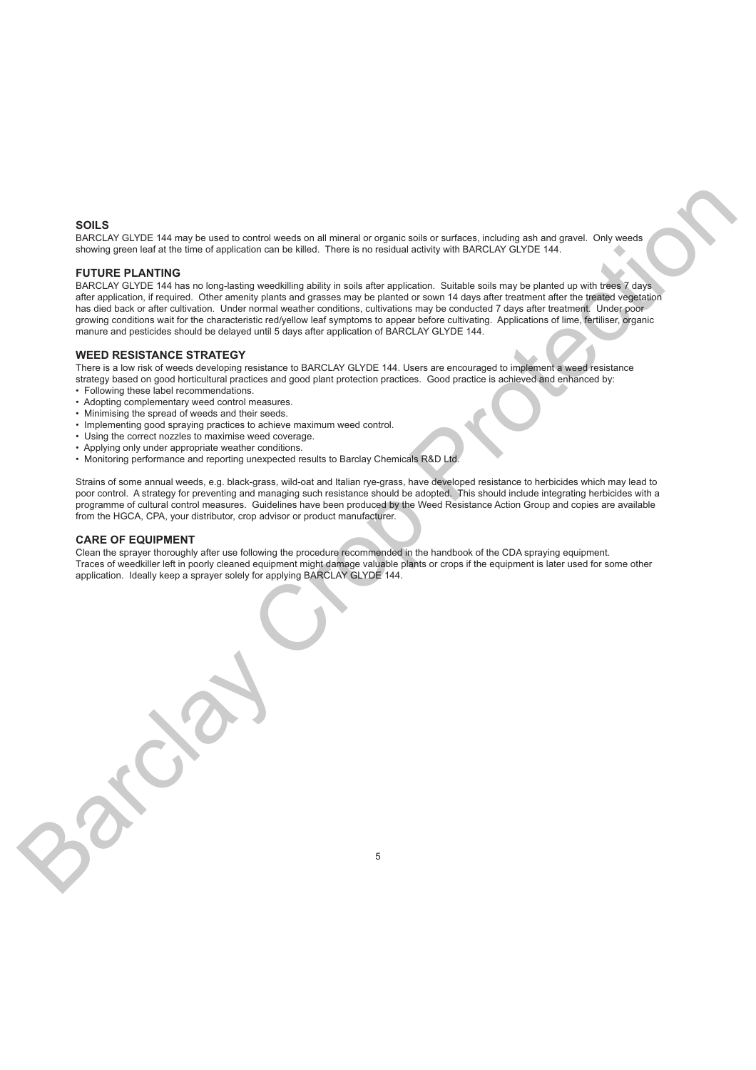## SOILS

BARCLAY GLYDE 144 may be used to control weeds on all mineral or organic soils or surfaces, including ash and gravel. Only weeds showing green leaf at the time of application can be killed. There is no residual activity with BARCLAY GLYDE 144.

## FUTURE PLANTING

BARCLAY GLYDE 144 has no long-lasting weedkilling ability in soils after application. Suitable soils may be planted up with trees 7 days after application, if required. Other amenity plants and grasses may be planted or sown 14 days after treatment after the treated vegetation has died back or after cultivation. Under normal weather conditions, cultivations may be conducted 7 days after treatment. Under poor growing conditions wait for the characteristic red/yellow leaf symptoms to appear before cultivating. Applications of lime, fertiliser, organic manure and pesticides should be delayed until 5 days after application of BARCLAY GLYDE 144.

## WEED RESISTANCE STRATEGY

There is a low risk of weeds developing resistance to BARCLAY GLYDE 144. Users are encouraged to implement a weed resistance strategy based on good horticultural practices and good plant protection practices. Good practice is achieved and enhanced by:

- Following these label recommendations.
- Adopting complementary weed control measures.
- Minimising the spread of weeds and their seeds.
- Implementing good spraying practices to achieve maximum weed control.
- Using the correct nozzles to maximise weed coverage.
- Applying only under appropriate weather conditions.
- Monitoring performance and reporting unexpected results to Barclay Chemicals R&D Ltd.

Strains of some annual weeds, e.g. black-grass, wild-oat and Italian rye-grass, have developed resistance to herbicides which may lead to poor control. A strategy for preventing and managing such resistance should be adopted. This should include integrating herbicides with a programme of cultural control measures. Guidelines have been produced by the Weed Resistance Action Group and copies are available from the HGCA, CPA, your distributor, crop advisor or product manufacturer.

## CARE OF EQUIPMENT

Clean the sprayer thoroughly after use following the procedure recommended in the handbook of the CDA spraying equipment. Traces of weedkiller left in poorly cleaned equipment might damage valuable plants or crops if the equipment is later used for some other application. Ideally keep a sprayer solely for applying BARCLAY GLYDE 144.